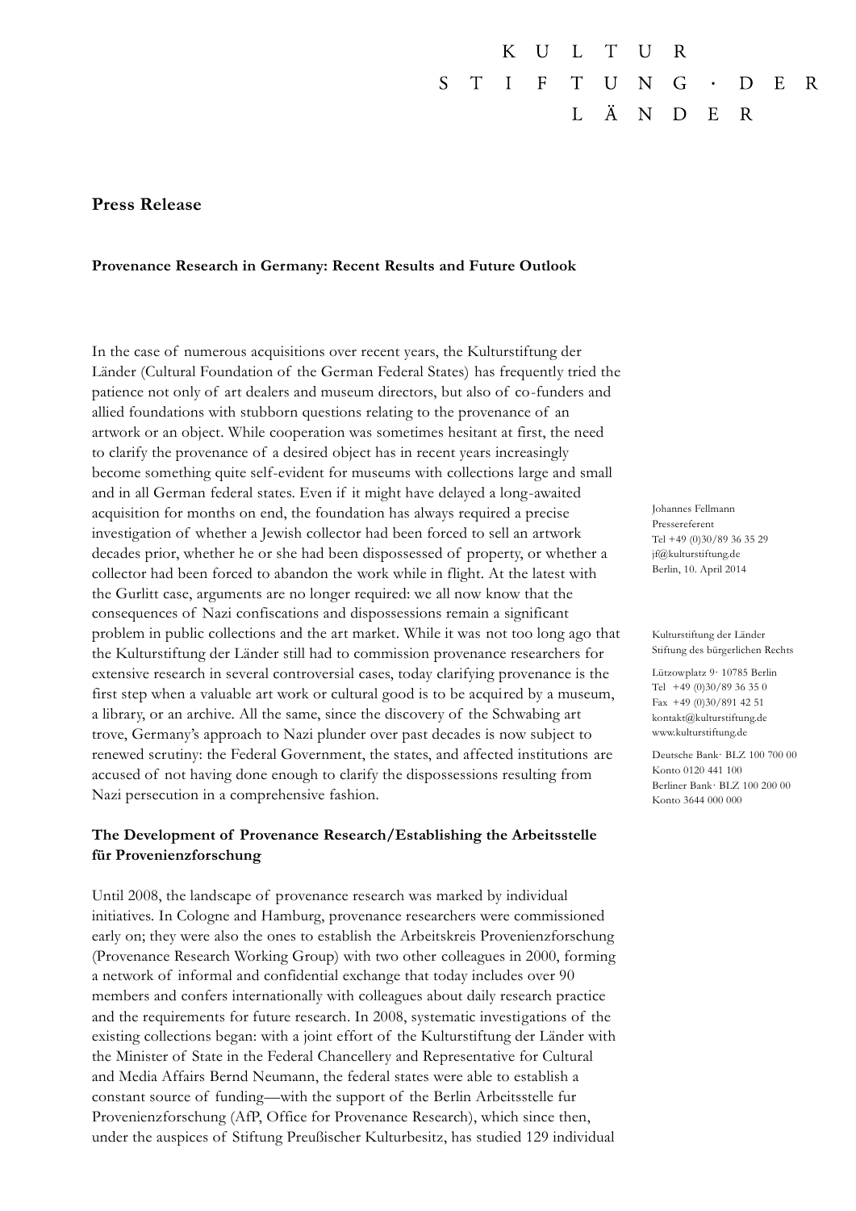KULTUR STIFTUNG · DER LÄNDER

## Press Release

### Provenance Research in Germany: Recent Results and Future Outlook

Johannes Fellmann
Pressereferent
Tel +49 (0)30/89 36 35 29
jf@kulturstiftung.de
Berlin, 10. April 2014

Kulturstiftung der Länder
Stiftung des bürgerlichen Rechts

Lützowplatz 9 · 10785 Berlin
Tel +49 (0)30/89 36 35 0
Fax +49 (0)30/891 42 51
kontakt@kulturstiftung.de
www.kulturstiftung.de

Deutsche Bank · BLZ 100 700 00
Konto 0120 441 100
Berliner Bank · BLZ 100 200 00
Konto 3644 000 000

In the case of numerous acquisitions over recent years, the Kulturstiftung der Länder (Cultural Foundation of the German Federal States) has frequently tried the patience not only of art dealers and museum directors, but also of co-funders and allied foundations with stubborn questions relating to the provenance of an artwork or an object. While cooperation was sometimes hesitant at first, the need to clarify the provenance of a desired object has in recent years increasingly become something quite self-evident for museums with collections large and small and in all German federal states. Even if it might have delayed a long-awaited acquisition for months on end, the foundation has always required a precise investigation of whether a Jewish collector had been forced to sell an artwork decades prior, whether he or she had been dispossessed of property, or whether a collector had been forced to abandon the work while in flight. At the latest with the Gurlitt case, arguments are no longer required: we all now know that the consequences of Nazi confiscations and dispossessions remain a significant problem in public collections and the art market. While it was not too long ago that the Kulturstiftung der Länder still had to commission provenance researchers for extensive research in several controversial cases, today clarifying provenance is the first step when a valuable art work or cultural good is to be acquired by a museum, a library, or an archive. All the same, since the discovery of the Schwabing art trove, Germany's approach to Nazi plunder over past decades is now subject to renewed scrutiny: the Federal Government, the states, and affected institutions are accused of not having done enough to clarify the dispossessions resulting from Nazi persecution in a comprehensive fashion.

### The Development of Provenance Research/Establishing the Arbeitsstelle für Provenienzforschung

Until 2008, the landscape of provenance research was marked by individual initiatives. In Cologne and Hamburg, provenance researchers were commissioned early on; they were also the ones to establish the Arbeitskreis Provenienzforschung (Provenance Research Working Group) with two other colleagues in 2000, forming a network of informal and confidential exchange that today includes over 90 members and confers internationally with colleagues about daily research practice and the requirements for future research. In 2008, systematic investigations of the existing collections began: with a joint effort of the Kulturstiftung der Länder with the Minister of State in the Federal Chancellery and Representative for Cultural and Media Affairs Bernd Neumann, the federal states were able to establish a constant source of funding—with the support of the Berlin Arbeitsstelle fur Provenienzforschung (AfP, Office for Provenance Research), which since then, under the auspices of Stiftung Preußischer Kulturbesitz, has studied 129 individual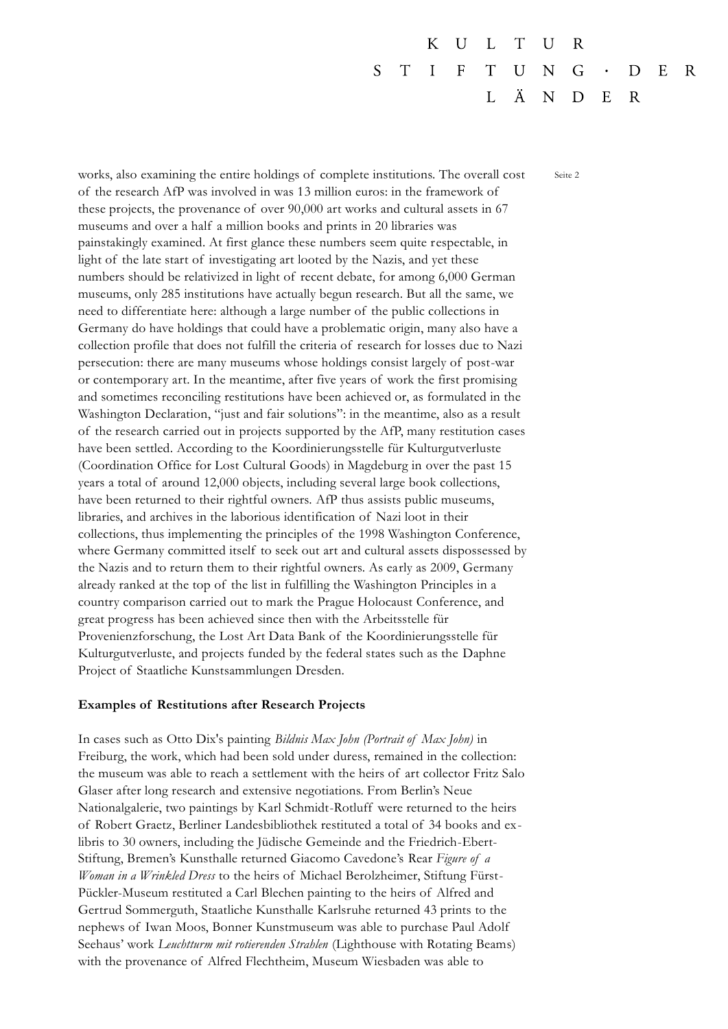works, also examining the entire holdings of complete institutions. The overall cost of the research AfP was involved in was 13 million euros: in the framework of these projects, the provenance of over 90,000 art works and cultural assets in 67 museums and over a half a million books and prints in 20 libraries was painstakingly examined. At first glance these numbers seem quite respectable, in light of the late start of investigating art looted by the Nazis, and yet these numbers should be relativized in light of recent debate, for among 6,000 German museums, only 285 institutions have actually begun research. But all the same, we need to differentiate here: although a large number of the public collections in Germany do have holdings that could have a problematic origin, many also have a collection profile that does not fulfill the criteria of research for losses due to Nazi persecution: there are many museums whose holdings consist largely of post-war or contemporary art. In the meantime, after five years of work the first promising and sometimes reconciling restitutions have been achieved or, as formulated in the Washington Declaration, "just and fair solutions": in the meantime, also as a result of the research carried out in projects supported by the AfP, many restitution cases have been settled. According to the Koordinierungsstelle für Kulturgutverluste (Coordination Office for Lost Cultural Goods) in Magdeburg in over the past 15 years a total of around 12,000 objects, including several large book collections, have been returned to their rightful owners. AfP thus assists public museums, libraries, and archives in the laborious identification of Nazi loot in their collections, thus implementing the principles of the 1998 Washington Conference, where Germany committed itself to seek out art and cultural assets dispossessed by the Nazis and to return them to their rightful owners. As early as 2009, Germany already ranked at the top of the list in fulfilling the Washington Principles in a country comparison carried out to mark the Prague Holocaust Conference, and great progress has been achieved since then with the Arbeitsstelle für Provenienzforschung, the Lost Art Data Bank of the Koordinierungsstelle für Kulturgutverluste, and projects funded by the federal states such as the Daphne Project of Staatliche Kunstsammlungen Dresden.

**Examples of Restitutions after Research Projects**

In cases such as Otto Dix's painting *Bildnis Max John (Portrait of Max John)* in Freiburg, the work, which had been sold under duress, remained in the collection: the museum was able to reach a settlement with the heirs of art collector Fritz Salo Glaser after long research and extensive negotiations. From Berlin's Neue Nationalgalerie, two paintings by Karl Schmidt-Rotluff were returned to the heirs of Robert Graetz, Berliner Landesbibliothek restituted a total of 34 books and ex-libris to 30 owners, including the Jüdische Gemeinde and the Friedrich-Ebert-Stiftung, Bremen's Kunsthalle returned Giacomo Cavedone's Rear *Figure of a Woman in a Wrinkled Dress* to the heirs of Michael Berolzheimer, Stiftung Fürst-Pückler-Museum restituted a Carl Blechen painting to the heirs of Alfred and Gertrud Sommerguth, Staatliche Kunsthalle Karlsruhe returned 43 prints to the nephews of Iwan Moos, Bonner Kunstmuseum was able to purchase Paul Adolf Seehaus' work *Leuchtturm mit rotierenden Strahlen* (Lighthouse with Rotating Beams) with the provenance of Alfred Flechtheim, Museum Wiesbaden was able to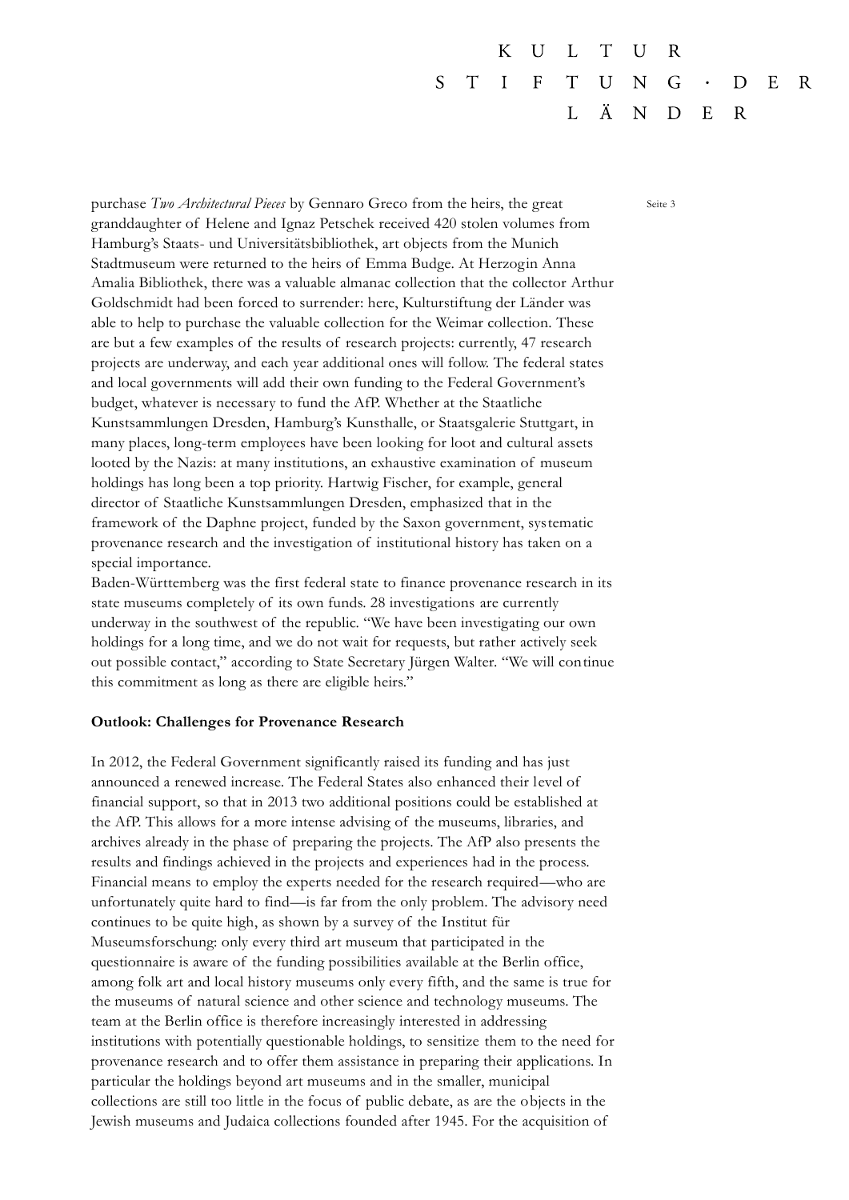purchase *Two Architectural Pieces* by Gennaro Greco from the heirs, the great granddaughter of Helene and Ignaz Petschek received 420 stolen volumes from Hamburg's Staats- und Universitätsbibliothek, art objects from the Munich Stadtmuseum were returned to the heirs of Emma Budge. At Herzogin Anna Amalia Bibliothek, there was a valuable almanac collection that the collector Arthur Goldschmidt had been forced to surrender: here, Kulturstiftung der Länder was able to help to purchase the valuable collection for the Weimar collection. These are but a few examples of the results of research projects: currently, 47 research projects are underway, and each year additional ones will follow. The federal states and local governments will add their own funding to the Federal Government's budget, whatever is necessary to fund the AfP. Whether at the Staatliche Kunstsammlungen Dresden, Hamburg's Kunsthalle, or Staatsgalerie Stuttgart, in many places, long-term employees have been looking for loot and cultural assets looted by the Nazis: at many institutions, an exhaustive examination of museum holdings has long been a top priority. Hartwig Fischer, for example, general director of Staatliche Kunstsammlungen Dresden, emphasized that in the framework of the Daphne project, funded by the Saxon government, systematic provenance research and the investigation of institutional history has taken on a special importance.

Baden-Württemberg was the first federal state to finance provenance research in its state museums completely of its own funds. 28 investigations are currently underway in the southwest of the republic. "We have been investigating our own holdings for a long time, and we do not wait for requests, but rather actively seek out possible contact," according to State Secretary Jürgen Walter. "We will continue this commitment as long as there are eligible heirs."

**Outlook: Challenges for Provenance Research**

In 2012, the Federal Government significantly raised its funding and has just announced a renewed increase. The Federal States also enhanced their level of financial support, so that in 2013 two additional positions could be established at the AfP. This allows for a more intense advising of the museums, libraries, and archives already in the phase of preparing the projects. The AfP also presents the results and findings achieved in the projects and experiences had in the process. Financial means to employ the experts needed for the research required—who are unfortunately quite hard to find—is far from the only problem. The advisory need continues to be quite high, as shown by a survey of the Institut für Museumsforschung: only every third art museum that participated in the questionnaire is aware of the funding possibilities available at the Berlin office, among folk art and local history museums only every fifth, and the same is true for the museums of natural science and other science and technology museums. The team at the Berlin office is therefore increasingly interested in addressing institutions with potentially questionable holdings, to sensitize them to the need for provenance research and to offer them assistance in preparing their applications. In particular the holdings beyond art museums and in the smaller, municipal collections are still too little in the focus of public debate, as are the objects in the Jewish museums and Judaica collections founded after 1945. For the acquisition of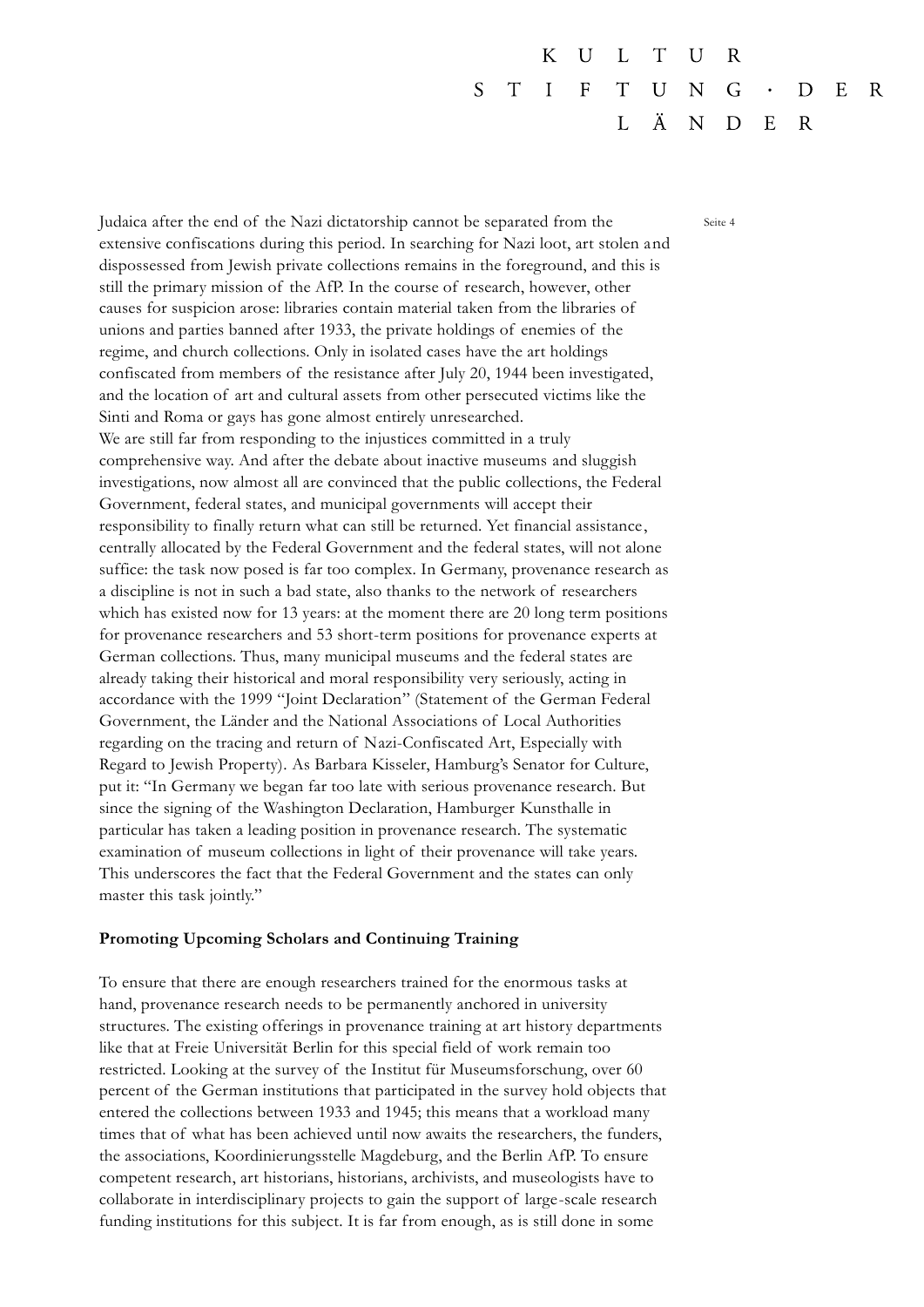Judaica after the end of the Nazi dictatorship cannot be separated from the extensive confiscations during this period. In searching for Nazi loot, art stolen and dispossessed from Jewish private collections remains in the foreground, and this is still the primary mission of the AfP. In the course of research, however, other causes for suspicion arose: libraries contain material taken from the libraries of unions and parties banned after 1933, the private holdings of enemies of the regime, and church collections. Only in isolated cases have the art holdings confiscated from members of the resistance after July 20, 1944 been investigated, and the location of art and cultural assets from other persecuted victims like the Sinti and Roma or gays has gone almost entirely unresearched.

We are still far from responding to the injustices committed in a truly comprehensive way. And after the debate about inactive museums and sluggish investigations, now almost all are convinced that the public collections, the Federal Government, federal states, and municipal governments will accept their responsibility to finally return what can still be returned. Yet financial assistance, centrally allocated by the Federal Government and the federal states, will not alone suffice: the task now posed is far too complex. In Germany, provenance research as a discipline is not in such a bad state, also thanks to the network of researchers which has existed now for 13 years: at the moment there are 20 long term positions for provenance researchers and 53 short-term positions for provenance experts at German collections. Thus, many municipal museums and the federal states are already taking their historical and moral responsibility very seriously, acting in accordance with the 1999 "Joint Declaration" (Statement of the German Federal Government, the Länder and the National Associations of Local Authorities regarding on the tracing and return of Nazi-Confiscated Art, Especially with Regard to Jewish Property). As Barbara Kisseler, Hamburg's Senator for Culture, put it: "In Germany we began far too late with serious provenance research. But since the signing of the Washington Declaration, Hamburger Kunsthalle in particular has taken a leading position in provenance research. The systematic examination of museum collections in light of their provenance will take years. This underscores the fact that the Federal Government and the states can only master this task jointly."

**Promoting Upcoming Scholars and Continuing Training**

To ensure that there are enough researchers trained for the enormous tasks at hand, provenance research needs to be permanently anchored in university structures. The existing offerings in provenance training at art history departments like that at Freie Universität Berlin for this special field of work remain too restricted. Looking at the survey of the Institut für Museumsforschung, over 60 percent of the German institutions that participated in the survey hold objects that entered the collections between 1933 and 1945; this means that a workload many times that of what has been achieved until now awaits the researchers, the funders, the associations, Koordinierungsstelle Magdeburg, and the Berlin AfP. To ensure competent research, art historians, historians, archivists, and museologists have to collaborate in interdisciplinary projects to gain the support of large-scale research funding institutions for this subject. It is far from enough, as is still done in some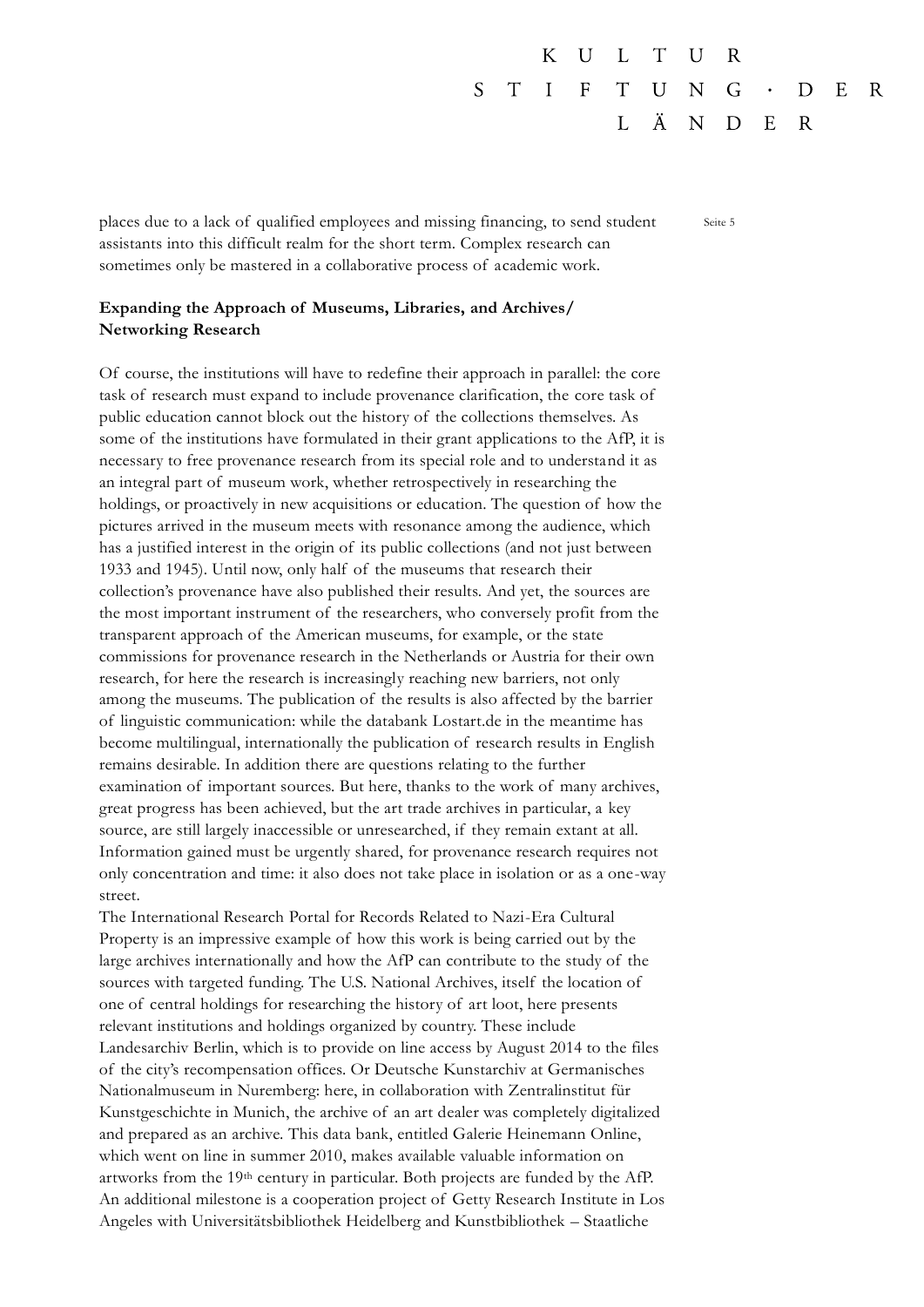places due to a lack of qualified employees and missing financing, to send student assistants into this difficult realm for the short term. Complex research can sometimes only be mastered in a collaborative process of academic work.

**Expanding the Approach of Museums, Libraries, and Archives/ Networking Research**

Of course, the institutions will have to redefine their approach in parallel: the core task of research must expand to include provenance clarification, the core task of public education cannot block out the history of the collections themselves. As some of the institutions have formulated in their grant applications to the AfP, it is necessary to free provenance research from its special role and to understand it as an integral part of museum work, whether retrospectively in researching the holdings, or proactively in new acquisitions or education. The question of how the pictures arrived in the museum meets with resonance among the audience, which has a justified interest in the origin of its public collections (and not just between 1933 and 1945). Until now, only half of the museums that research their collection's provenance have also published their results. And yet, the sources are the most important instrument of the researchers, who conversely profit from the transparent approach of the American museums, for example, or the state commissions for provenance research in the Netherlands or Austria for their own research, for here the research is increasingly reaching new barriers, not only among the museums. The publication of the results is also affected by the barrier of linguistic communication: while the databank Lostart.de in the meantime has become multilingual, internationally the publication of research results in English remains desirable. In addition there are questions relating to the further examination of important sources. But here, thanks to the work of many archives, great progress has been achieved, but the art trade archives in particular, a key source, are still largely inaccessible or unresearched, if they remain extant at all. Information gained must be urgently shared, for provenance research requires not only concentration and time: it also does not take place in isolation or as a one-way street.

The International Research Portal for Records Related to Nazi-Era Cultural Property is an impressive example of how this work is being carried out by the large archives internationally and how the AfP can contribute to the study of the sources with targeted funding. The U.S. National Archives, itself the location of one of central holdings for researching the history of art loot, here presents relevant institutions and holdings organized by country. These include Landesarchiv Berlin, which is to provide on line access by August 2014 to the files of the city's recompensation offices. Or Deutsche Kunstarchiv at Germanisches Nationalmuseum in Nuremberg: here, in collaboration with Zentralinstitut für Kunstgeschichte in Munich, the archive of an art dealer was completely digitalized and prepared as an archive. This data bank, entitled Galerie Heinemann Online, which went on line in summer 2010, makes available valuable information on artworks from the 19th century in particular. Both projects are funded by the AfP. An additional milestone is a cooperation project of Getty Research Institute in Los Angeles with Universitätsbibliothek Heidelberg and Kunstbibliothek – Staatliche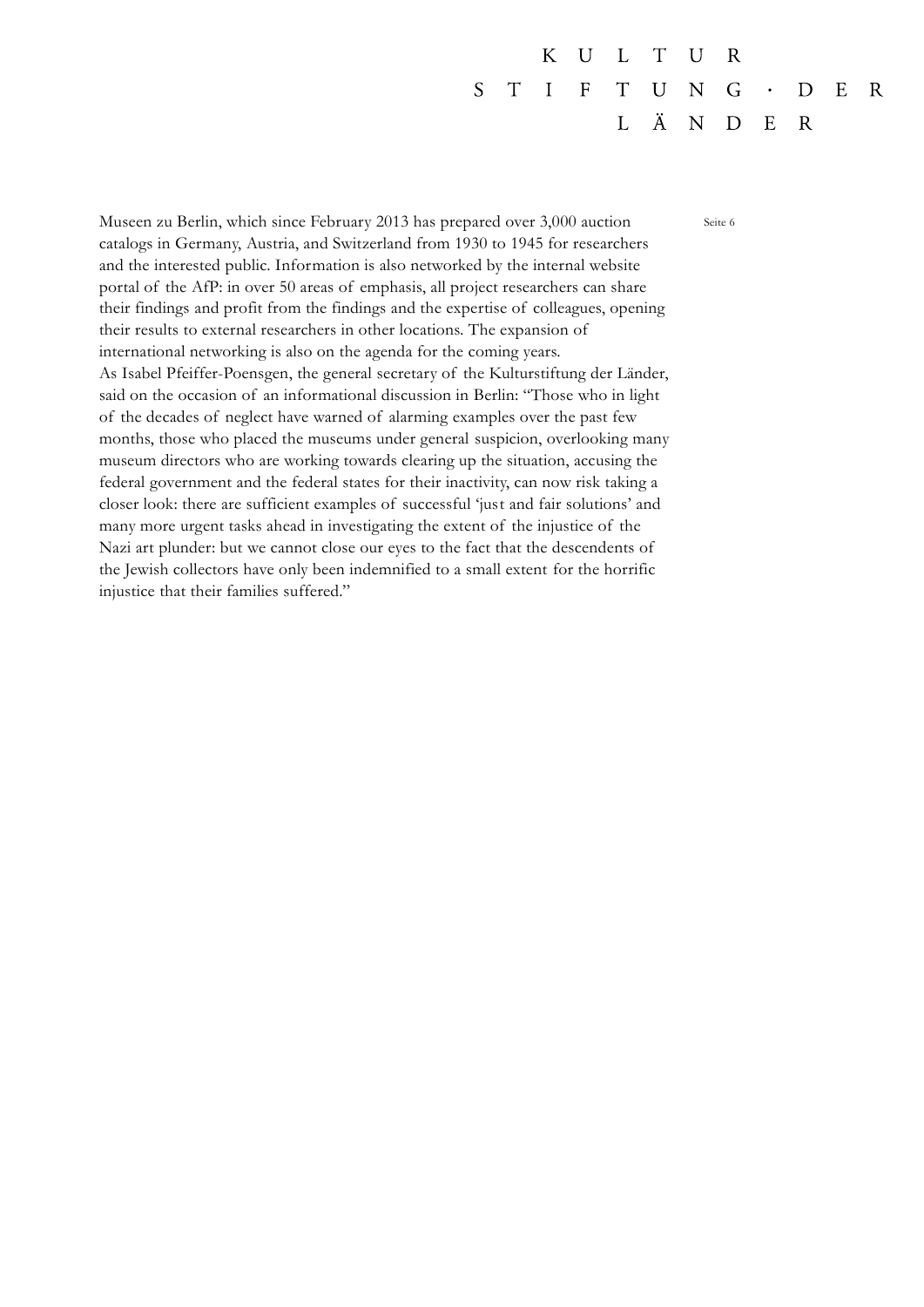Museen zu Berlin, which since February 2013 has prepared over 3,000 auction catalogs in Germany, Austria, and Switzerland from 1930 to 1945 for researchers and the interested public. Information is also networked by the internal website portal of the AfP: in over 50 areas of emphasis, all project researchers can share their findings and profit from the findings and the expertise of colleagues, opening their results to external researchers in other locations. The expansion of international networking is also on the agenda for the coming years.

As Isabel Pfeiffer-Poensgen, the general secretary of the Kulturstiftung der Länder, said on the occasion of an informational discussion in Berlin: "Those who in light of the decades of neglect have warned of alarming examples over the past few months, those who placed the museums under general suspicion, overlooking many museum directors who are working towards clearing up the situation, accusing the federal government and the federal states for their inactivity, can now risk taking a closer look: there are sufficient examples of successful 'just and fair solutions' and many more urgent tasks ahead in investigating the extent of the injustice of the Nazi art plunder: but we cannot close our eyes to the fact that the descendents of the Jewish collectors have only been indemnified to a small extent for the horrific injustice that their families suffered."